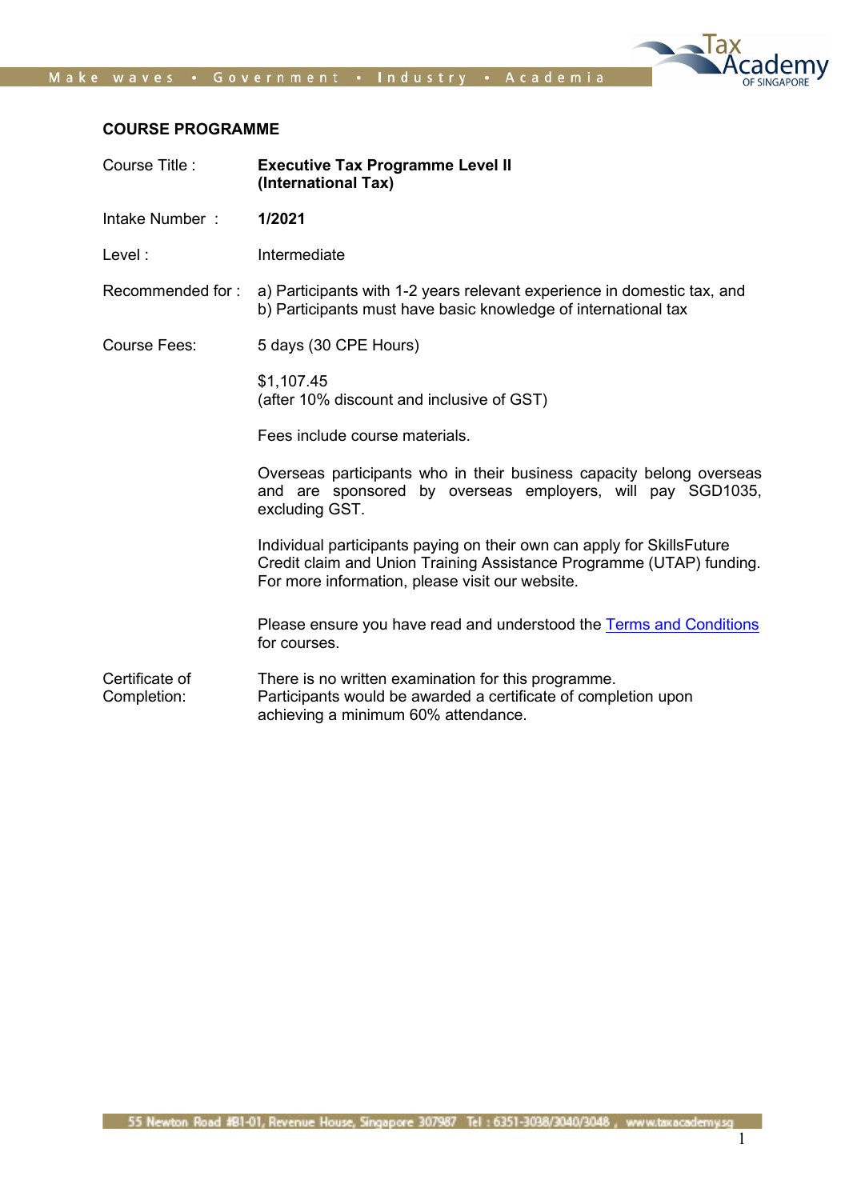## COURSE PROGRAMME

| | |
|---|---|
| Course Title : | **Executive Tax Programme Level II (International Tax)** |
| Intake Number : | **1/2021** |
| Level : | Intermediate |
| Recommended for : | a) Participants with 1-2 years relevant experience in domestic tax, and<br>b) Participants must have basic knowledge of international tax |
| Course Fees: | 5 days (30 CPE Hours)<br><br>$1,107.45<br>(after 10% discount and inclusive of GST)<br><br>Fees include course materials.<br><br>Overseas participants who in their business capacity belong overseas and are sponsored by overseas employers, will pay SGD1035, excluding GST.<br><br>Individual participants paying on their own can apply for SkillsFuture Credit claim and Union Training Assistance Programme (UTAP) funding. For more information, please visit our website.<br><br>Please ensure you have read and understood the Terms and Conditions for courses. |
| Certificate of Completion: | There is no written examination for this programme.<br>Participants would be awarded a certificate of completion upon achieving a minimum 60% attendance. |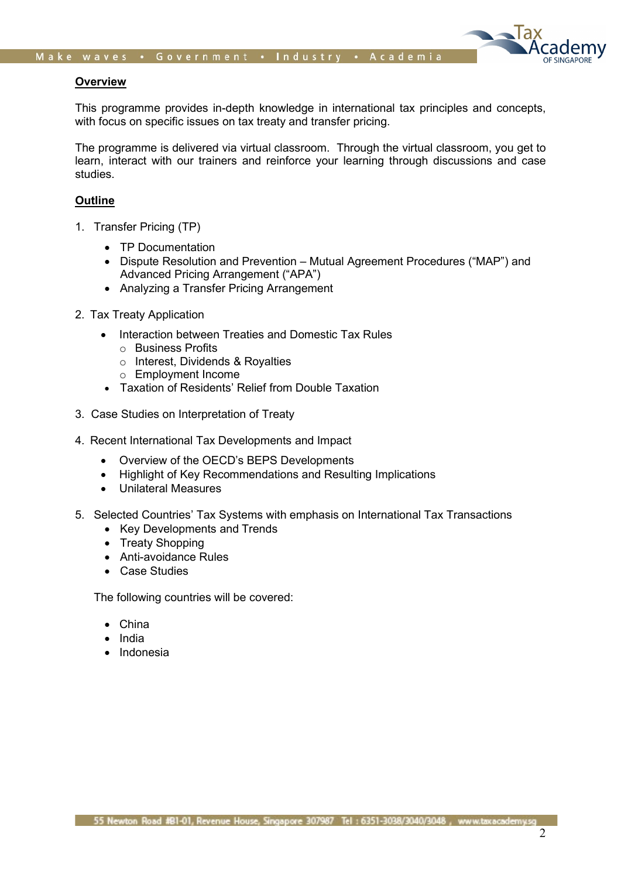## Overview

This programme provides in-depth knowledge in international tax principles and concepts, with focus on specific issues on tax treaty and transfer pricing.

The programme is delivered via virtual classroom. Through the virtual classroom, you get to learn, interact with our trainers and reinforce your learning through discussions and case studies.

## Outline

1. Transfer Pricing (TP)

    - TP Documentation
    - Dispute Resolution and Prevention – Mutual Agreement Procedures ("MAP") and Advanced Pricing Arrangement ("APA")
    - Analyzing a Transfer Pricing Arrangement

2. Tax Treaty Application

    - Interaction between Treaties and Domestic Tax Rules
        - Business Profits
        - Interest, Dividends & Royalties
        - Employment Income
    - Taxation of Residents' Relief from Double Taxation

3. Case Studies on Interpretation of Treaty

4. Recent International Tax Developments and Impact

    - Overview of the OECD's BEPS Developments
    - Highlight of Key Recommendations and Resulting Implications
    - Unilateral Measures

5. Selected Countries' Tax Systems with emphasis on International Tax Transactions
    - Key Developments and Trends
    - Treaty Shopping
    - Anti-avoidance Rules
    - Case Studies

    The following countries will be covered:

    - China
    - India
    - Indonesia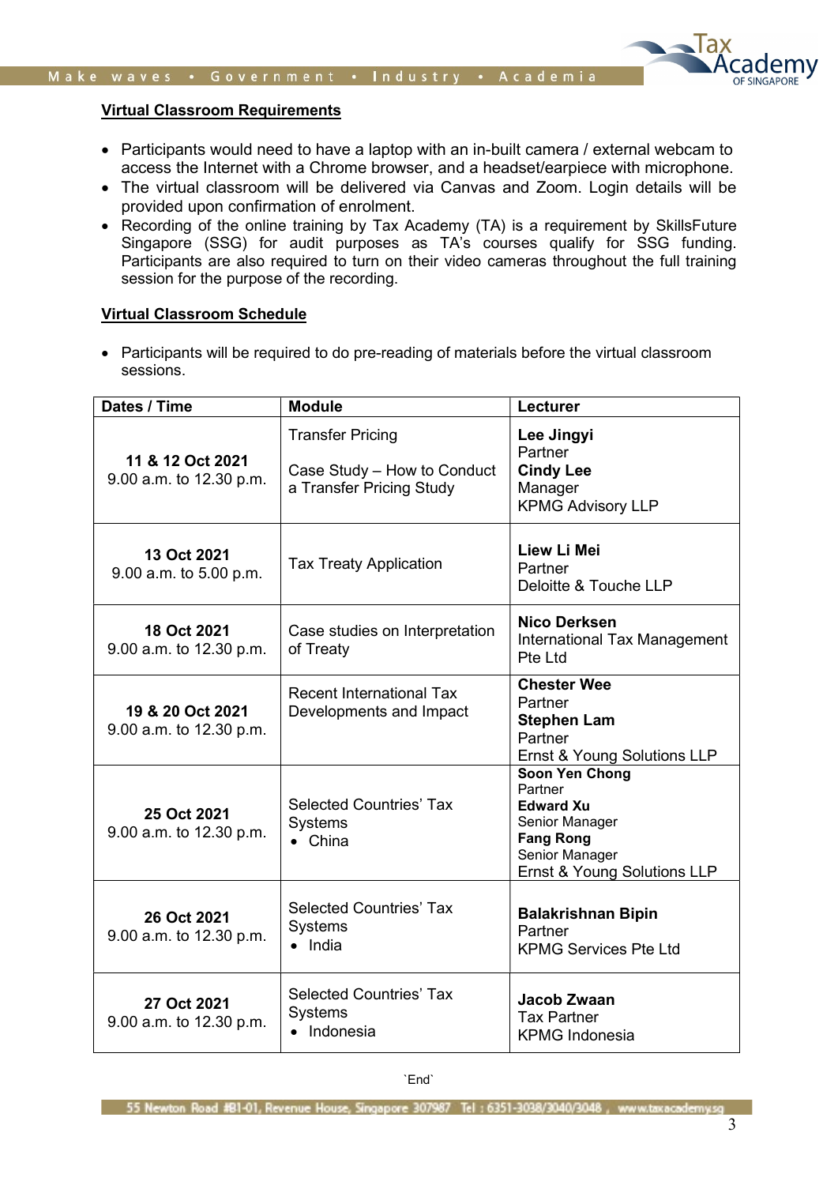**Virtual Classroom Requirements**

- Participants would need to have a laptop with an in-built camera / external webcam to access the Internet with a Chrome browser, and a headset/earpiece with microphone.
- The virtual classroom will be delivered via Canvas and Zoom. Login details will be provided upon confirmation of enrolment.
- Recording of the online training by Tax Academy (TA) is a requirement by SkillsFuture Singapore (SSG) for audit purposes as TA's courses qualify for SSG funding. Participants are also required to turn on their video cameras throughout the full training session for the purpose of the recording.

**Virtual Classroom Schedule**

- Participants will be required to do pre-reading of materials before the virtual classroom sessions.

| Dates / Time | Module | Lecturer |
|---|---|---|
| **11 & 12 Oct 2021**<br>9.00 a.m. to 12.30 p.m. | Transfer Pricing<br><br>Case Study – How to Conduct a Transfer Pricing Study | **Lee Jingyi**<br>Partner<br>**Cindy Lee**<br>Manager<br>KPMG Advisory LLP |
| **13 Oct 2021**<br>9.00 a.m. to 5.00 p.m. | Tax Treaty Application | **Liew Li Mei**<br>Partner<br>Deloitte & Touche LLP |
| **18 Oct 2021**<br>9.00 a.m. to 12.30 p.m. | Case studies on Interpretation of Treaty | **Nico Derksen**<br>International Tax Management Pte Ltd |
| **19 & 20 Oct 2021**<br>9.00 a.m. to 12.30 p.m. | Recent International Tax Developments and Impact | **Chester Wee**<br>Partner<br>**Stephen Lam**<br>Partner<br>Ernst & Young Solutions LLP |
| **25 Oct 2021**<br>9.00 a.m. to 12.30 p.m. | Selected Countries' Tax Systems<br>• China | **Soon Yen Chong**<br>Partner<br>**Edward Xu**<br>Senior Manager<br>**Fang Rong**<br>Senior Manager<br>Ernst & Young Solutions LLP |
| **26 Oct 2021**<br>9.00 a.m. to 12.30 p.m. | Selected Countries' Tax Systems<br>• India | **Balakrishnan Bipin**<br>Partner<br>KPMG Services Pte Ltd |
| **27 Oct 2021**<br>9.00 a.m. to 12.30 p.m. | Selected Countries' Tax Systems<br>• Indonesia | **Jacob Zwaan**<br>Tax Partner<br>KPMG Indonesia |

`End`